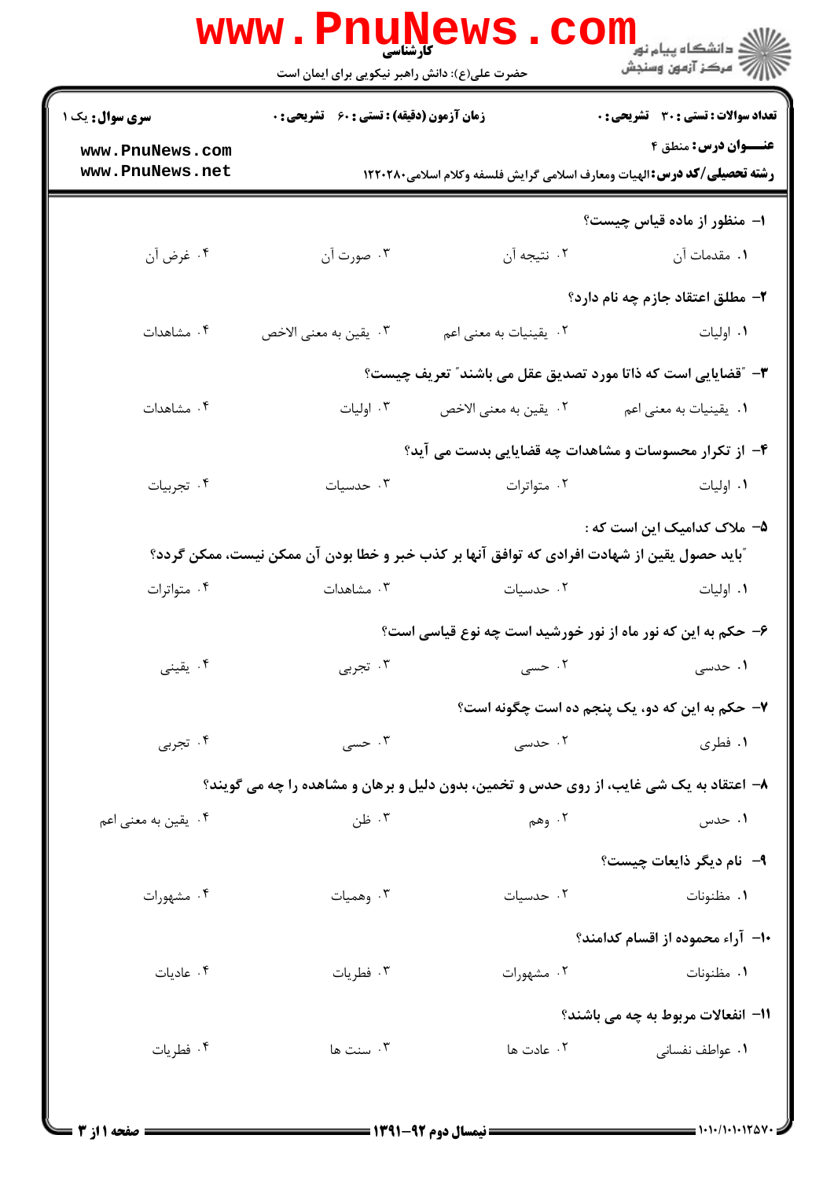**سری سوال:** یک ۱

**زمان آزمون (دقیقه) : تستی : ۶۰ تشریحی : ۰**

**تعداد سوالات : تستی : ۳۰ تشریحی : ۰**

**عنـــوان درس:** منطق ۴

**رشته تحصیلی/کد درس:** الهیات ومعارف اسلامی گرایش فلسفه وکلام اسلامی۱۲۲۰۲۸۰

۱- منظور از ماده قیاس چیست؟

۱. مقدمات آن
۲. نتیجه آن
۳. صورت آن
۴. غرض آن

۲- مطلق اعتقاد جازم چه نام دارد؟

۱. اولیات
۲. یقینیات به معنی اعم
۳. یقین به معنی الاخص
۴. مشاهدات

۳- "قضایایی است که ذاتا مورد تصدیق عقل می باشند" تعریف چیست؟

۱. یقینیات به معنی اعم
۲. یقین به معنی الاخص
۳. اولیات
۴. مشاهدات

۴- از تکرار محسوسات و مشاهدات چه قضایایی بدست می آید؟

۱. اولیات
۲. متواترات
۳. حدسیات
۴. تجربیات

۵- ملاک کدامیک این است که :
"باید حصول یقین از شهادت افرادی که توافق آنها بر کذب خبر و خطا بودن آن ممکن نیست، ممکن گردد؟

۱. اولیات
۲. حدسیات
۳. مشاهدات
۴. متواترات

۶- حکم به این که نور ماه از نور خورشید است چه نوع قیاسی است؟

۱. حدسی
۲. حسی
۳. تجربی
۴. یقینی

۷- حکم به این که دو، یک پنجم ده است چگونه است؟

۱. فطری
۲. حدسی
۳. حسی
۴. تجربی

۸- اعتقاد به یک شی غایب، از روی حدس و تخمین، بدون دلیل و برهان و مشاهده را چه می گویند؟

۱. حدس
۲. وهم
۳. ظن
۴. یقین به معنی اعم

۹- نام دیگر ذایعات چیست؟

۱. مظنونات
۲. حدسیات
۳. وهمیات
۴. مشهورات

۱۰- آراء محموده از اقسام کدامند؟

۱. مظنونات
۲. مشهورات
۳. فطریات
۴. عادیات

۱۱- انفعالات مربوط به چه می باشند؟

۱. عواطف نفسانی
۲. عادت ها
۳. سنت ها
۴. فطریات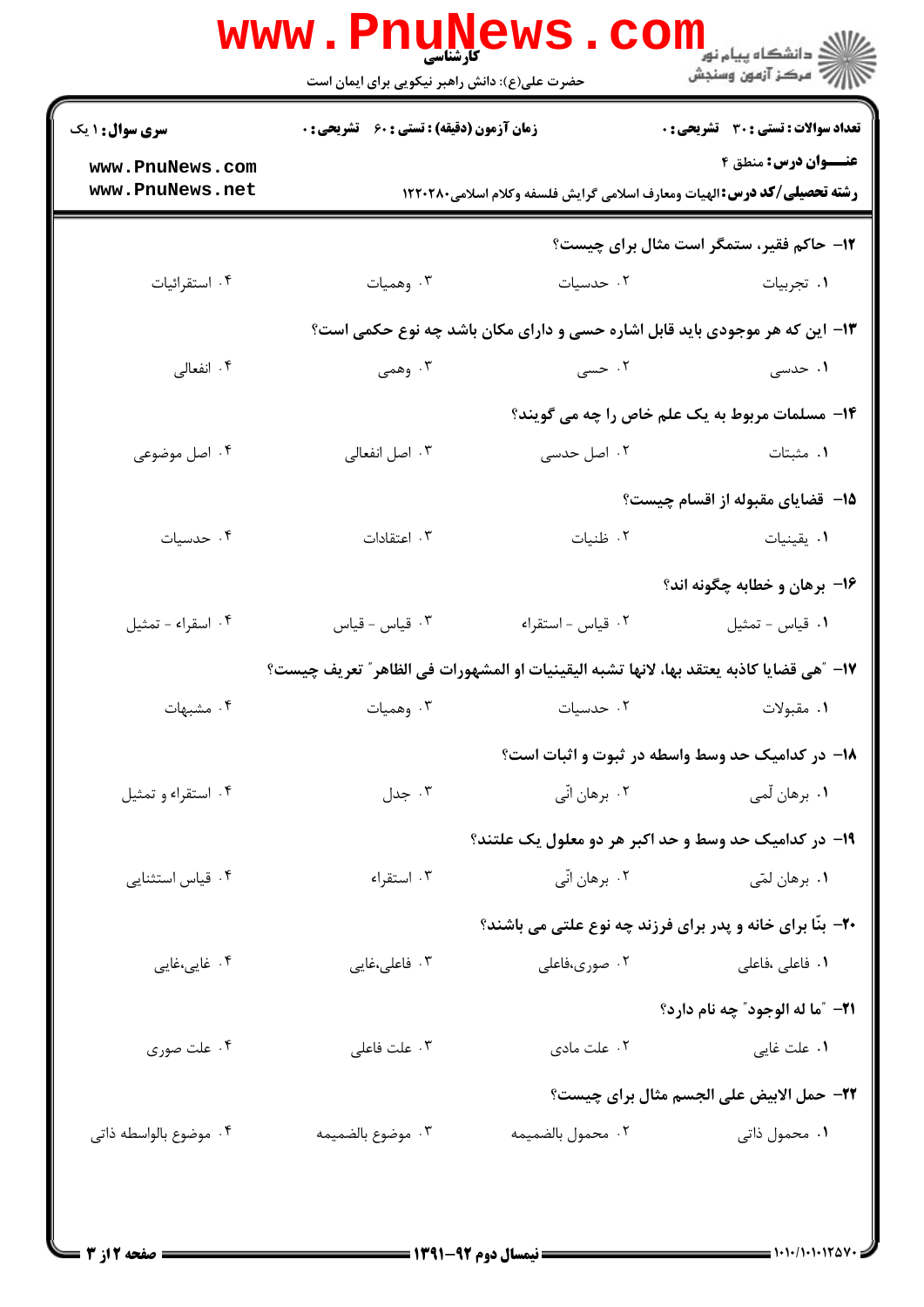**سری سوال:** ۱ یک | **زمان آزمون (دقیقه) : تستی :** ۶۰ **تشریحی :** ۰ | **تعداد سوالات : تستی :** ۳۰ **تشریحی :** ۰

**عنـــوان درس:** منطق ۴

**رشته تحصیلی/کد درس:** الهیات ومعارف اسلامی گرایش فلسفه وکلام اسلامی۱۲۲۰۲۸۰

۱۲- حاکم فقیر، ستمگر است مثال برای چیست؟

۱. تجربیات
۲. حدسیات
۳. وهمیات
۴. استقرائیات

۱۳- این که هر موجودی باید قابل اشاره حسی و دارای مکان باشد چه نوع حکمی است؟

۱. حدسی
۲. حسی
۳. وهمی
۴. انفعالی

۱۴- مسلمات مربوط به یک علم خاص را چه می گویند؟

۱. مثبتات
۲. اصل حدسی
۳. اصل انفعالی
۴. اصل موضوعی

۱۵- قضایای مقبوله از اقسام چیست؟

۱. یقینیات
۲. ظنیات
۳. اعتقادات
۴. حدسیات

۱۶- برهان و خطابه چگونه اند؟

۱. قیاس - تمثیل
۲. قیاس - استقراء
۳. قیاس - قیاس
۴. اسقراء - تمثیل

۱۷- "هی قضایا کاذبه یعتقد بها، لانها تشبه الیقینیات او المشهورات فی الظاهر" تعریف چیست؟

۱. مقبولات
۲. حدسیات
۳. وهمیات
۴. مشبهات

۱۸- در کدامیک حد وسط واسطه در ثبوت و اثبات است؟

۱. برهان لّمی
۲. برهان انّی
۳. جدل
۴. استقراء و تمثیل

۱۹- در کدامیک حد وسط و حد اکبر هر دو معلول یک علتند؟

۱. برهان لمّی
۲. برهان انّی
۳. استقراء
۴. قیاس استثنایی

۲۰- بنّا برای خانه و پدر برای فرزند چه نوع علتی می باشند؟

۱. فاعلی ،فاعلی
۲. صوری،فاعلی
۳. فاعلی،غایی
۴. غایی،غایی

۲۱- "ما له الوجود" چه نام دارد؟

۱. علت غایی
۲. علت مادی
۳. علت فاعلی
۴. علت صوری

۲۲- حمل الابیض علی الجسم مثال برای چیست؟

۱. محمول ذاتی
۲. محمول بالضمیمه
۳. موضوع بالضمیمه
۴. موضوع بالواسطه ذاتی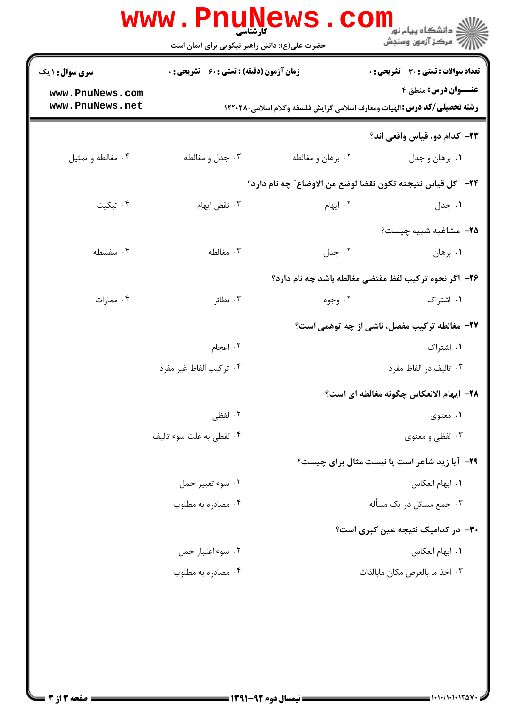**۲۳- کدام دو، قیاس واقعی اند؟**

۱. برهان و جدل
۲. برهان و مغالطه
۳. جدل و مغالطه
۴. مغالطه و تمثیل

**۲۴- "کل قیاس نتیجته تکون نقضا لوضع من الاوضاع" چه نام دارد؟**

۱. جدل
۲. ایهام
۳. نقض ایهام
۴. تبکیت

**۲۵- مشاغبه شبیه چیست؟**

۱. برهان
۲. جدل
۳. مغالطه
۴. سفسطه

**۲۶- اگر نحوه ترکیب لفظ مقتضی مغالطه باشد چه نام دارد؟**

۱. اشتراک
۲. وجوه
۳. نظائر
۴. ممارات

**۲۷- مغالطه ترکیب مفصل، ناشی از چه توهمی است؟**

۱. اشتراک
۲. اعجام
۳. تالیف در الفاظ مفرد
۴. ترکیب الفاظ غیر مفرد

**۲۸- ایهام الانعکاس چگونه مغالطه ای است؟**

۱. معنوی
۲. لفظی
۳. لفظی و معنوی
۴. لفظی به علت سوء تالیف

**۲۹- آیا زید شاعر است یا نیست مثال برای چیست؟**

۱. ایهام انعکاس
۲. سوء تعبیر حمل
۳. جمع مسائل در یک مسأله
۴. مصادره به مطلوب

**۳۰- در کدامیک نتیجه عین کبری است؟**

۱. ایهام انعکاس
۲. سوء اعتبار حمل
۳. اخذ ما بالعرض مکان مابالذات
۴. مصادره به مطلوب